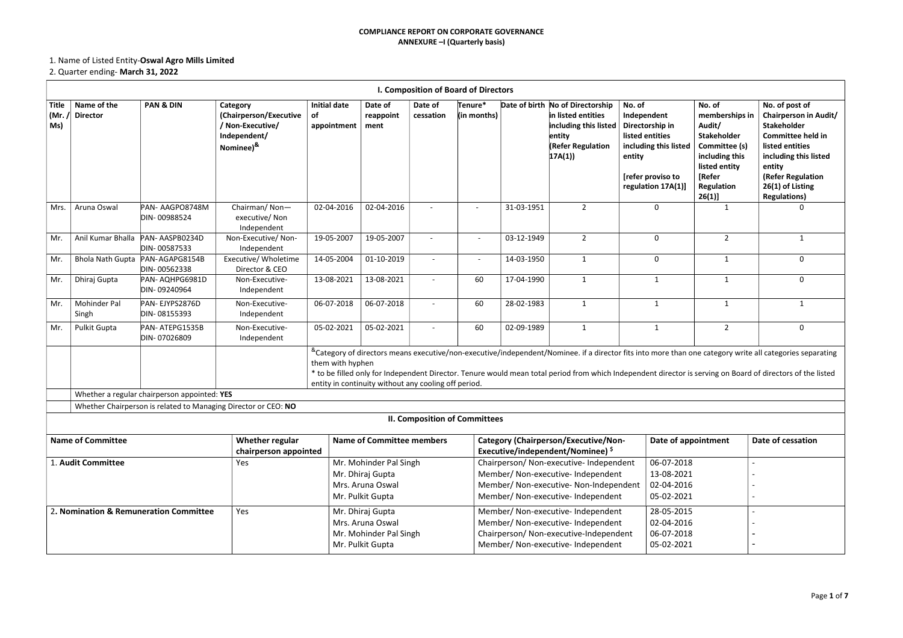**COMPLIANCE REPORT ON CORPORATE GOVERNANCE**
**ANNEXURE –I (Quarterly basis)**

1. Name of Listed Entity-**Oswal Agro Mills Limited**
2. Quarter ending- **March 31, 2022**

**I. Composition of Board of Directors**

| Title (Mr. / Ms) | Name of the Director | PAN & DIN | Category (Chairperson/Executive / Non-Executive/ Independent/ Nominee)[&] | Initial date of appointment | Date of reappoint ment | Date of cessation | Tenure* (in months) | Date of birth | No of Directorship in listed entities including this listed entity (Refer Regulation 17A(1)) | No. of Independent Directorship in listed entities including this listed entity [refer proviso to regulation 17A(1)] | No. of memberships in Audit/ Stakeholder Committee (s) including this listed entity [Refer Regulation 26(1)] | No. of post of Chairperson in Audit/ Stakeholder Committee held in listed entities including this listed entity (Refer Regulation 26(1) of Listing Regulations) |
|---|---|---|---|---|---|---|---|---|---|---|---|---|
| Mrs. | Aruna Oswal | PAN- AAGPO8748M DIN- 00988524 | Chairman/ Non— executive/ Non Independent | 02-04-2016 | 02-04-2016 | - | - | 31-03-1951 | 2 | 0 | 1 | 0 |
| Mr. | Anil Kumar Bhalla | PAN- AASPB0234D DIN- 00587533 | Non-Executive/ Non-Independent | 19-05-2007 | 19-05-2007 | - | - | 03-12-1949 | 2 | 0 | 2 | 1 |
| Mr. | Bhola Nath Gupta | PAN-AGAPG8154B DIN- 00562338 | Executive/ Wholetime Director & CEO | 14-05-2004 | 01-10-2019 | - | - | 14-03-1950 | 1 | 0 | 1 | 0 |
| Mr. | Dhiraj Gupta | PAN- AQHPG6981D DIN- 09240964 | Non-Executive-Independent | 13-08-2021 | 13-08-2021 | - | 60 | 17-04-1990 | 1 | 1 | 1 | 0 |
| Mr. | Mohinder Pal Singh | PAN- EJYPS2876D DIN- 08155393 | Non-Executive-Independent | 06-07-2018 | 06-07-2018 | - | 60 | 28-02-1983 | 1 | 1 | 1 | 1 |
| Mr. | Pulkit Gupta | PAN- ATEPG1535B DIN- 07026809 | Non-Executive-Independent | 05-02-2021 | 05-02-2021 | - | 60 | 02-09-1989 | 1 | 1 | 2 | 0 |

[&]Category of directors means executive/non-executive/independent/Nominee. if a director fits into more than one category write all categories separating them with hyphen
* to be filled only for Independent Director. Tenure would mean total period from which Independent director is serving on Board of directors of the listed entity in continuity without any cooling off period.

Whether a regular chairperson appointed: **YES**

Whether Chairperson is related to Managing Director or CEO: **NO**

**II. Composition of Committees**

| Name of Committee | Whether regular chairperson appointed | Name of Committee members | Category (Chairperson/Executive/Non-Executive/independent/Nominee) [$] | Date of appointment | Date of cessation |
|---|---|---|---|---|---|
| 1. **Audit Committee** | Yes | Mr. Mohinder Pal Singh | Chairperson/ Non-executive- Independent | 06-07-2018 | - |
| | | Mr. Dhiraj Gupta | Member/ Non-executive- Independent | 13-08-2021 | - |
| | | Mrs. Aruna Oswal | Member/ Non-executive- Non-Independent | 02-04-2016 | - |
| | | Mr. Pulkit Gupta | Member/ Non-executive- Independent | 05-02-2021 | - |
| 2. **Nomination & Remuneration Committee** | Yes | Mr. Dhiraj Gupta | Member/ Non-executive- Independent | 28-05-2015 | - |
| | | Mrs. Aruna Oswal | Member/ Non-executive- Independent | 02-04-2016 | - |
| | | Mr. Mohinder Pal Singh | Chairperson/ Non-executive-Independent | 06-07-2018 | - |
| | | Mr. Pulkit Gupta | Member/ Non-executive- Independent | 05-02-2021 | - |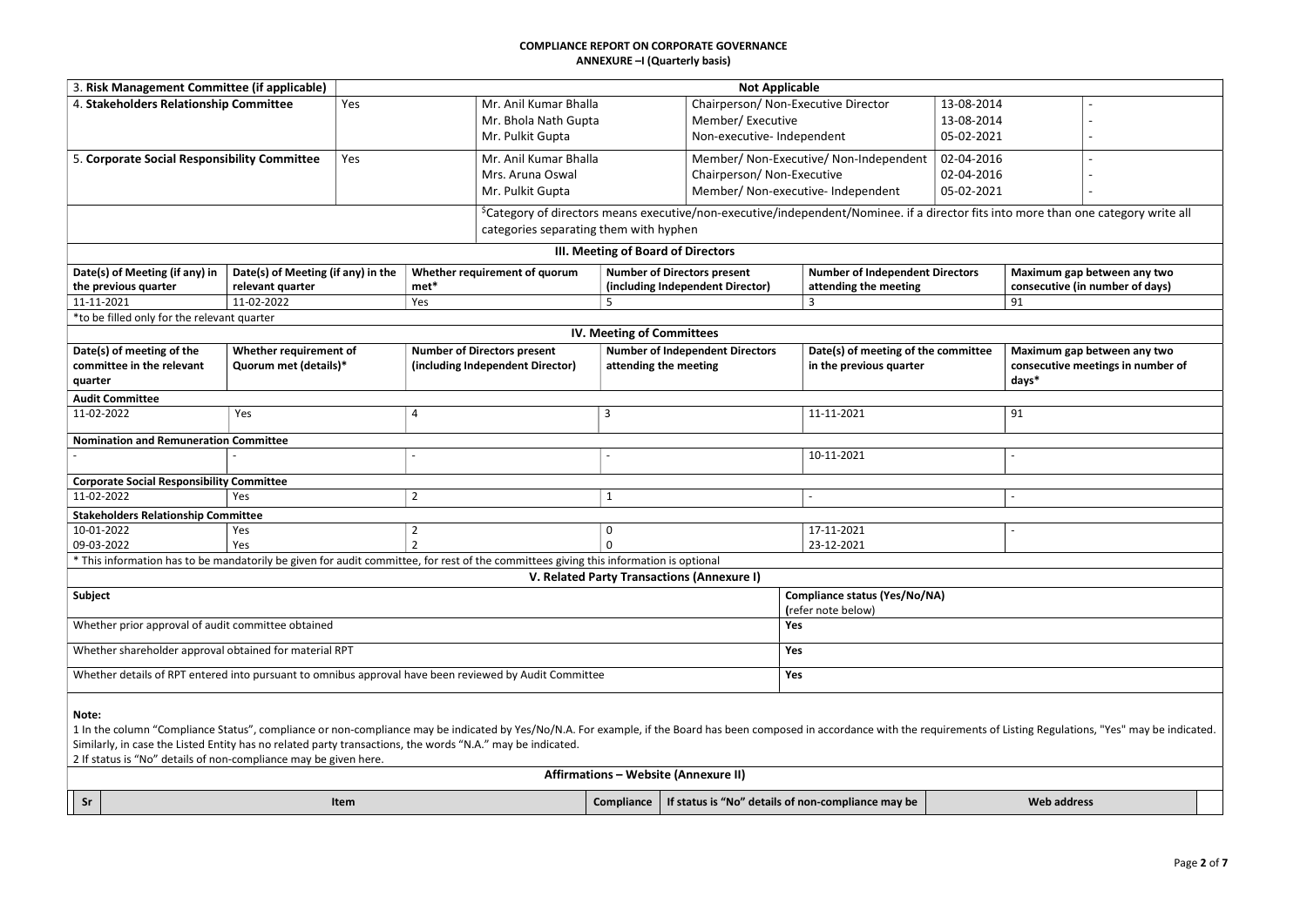**COMPLIANCE REPORT ON CORPORATE GOVERNANCE**
**ANNEXURE –I (Quarterly basis)**

| | | | | | |
|---|---|---|---|---|---|
| 3. **Risk Management Committee (if applicable)** | Not Applicable | | | | |
| 4. **Stakeholders Relationship Committee** | Yes | Mr. Anil Kumar Bhalla | Chairperson/ Non-Executive Director | 13-08-2014 | - |
| | | Mr. Bhola Nath Gupta | Member/ Executive | 13-08-2014 | - |
| | | Mr. Pulkit Gupta | Non-executive- Independent | 05-02-2021 | - |
| 5. **Corporate Social Responsibility Committee** | Yes | Mr. Anil Kumar Bhalla | Member/ Non-Executive/ Non-Independent | 02-04-2016 | - |
| | | Mrs. Aruna Oswal | Chairperson/ Non-Executive | 02-04-2016 | - |
| | | Mr. Pulkit Gupta | Member/ Non-executive- Independent | 05-02-2021 | - |

$Category of directors means executive/non-executive/independent/Nominee. if a director fits into more than one category write all categories separating them with hyphen

## III. Meeting of Board of Directors

| Date(s) of Meeting (if any) in the previous quarter | Date(s) of Meeting (if any) in the relevant quarter | Whether requirement of quorum met* | Number of Directors present (including Independent Director) | Number of Independent Directors attending the meeting | Maximum gap between any two consecutive (in number of days) |
|---|---|---|---|---|---|
| 11-11-2021 | 11-02-2022 | Yes | 5 | 3 | 91 |

*to be filled only for the relevant quarter

## IV. Meeting of Committees

| Date(s) of meeting of the committee in the relevant quarter | Whether requirement of Quorum met (details)* | Number of Directors present (including Independent Director) | Number of Independent Directors attending the meeting | Date(s) of meeting of the committee in the previous quarter | Maximum gap between any two consecutive meetings in number of days* |
|---|---|---|---|---|---|
| **Audit Committee** | | | | | |
| 11-02-2022 | Yes | 4 | 3 | 11-11-2021 | 91 |
| **Nomination and Remuneration Committee** | | | | | |
| - | - | - | - | 10-11-2021 | - |
| **Corporate Social Responsibility Committee** | | | | | |
| 11-02-2022 | Yes | 2 | 1 | - | - |
| **Stakeholders Relationship Committee** | | | | | |
| 10-01-2022 | Yes | 2 | 0 | 17-11-2021 | - |
| 09-03-2022 | Yes | 2 | 0 | 23-12-2021 | |

* This information has to be mandatorily be given for audit committee, for rest of the committees giving this information is optional

## V. Related Party Transactions (Annexure I)

| Subject | Compliance status (Yes/No/NA) (refer note below) |
|---|---|
| Whether prior approval of audit committee obtained | Yes |
| Whether shareholder approval obtained for material RPT | Yes |
| Whether details of RPT entered into pursuant to omnibus approval have been reviewed by Audit Committee | Yes |

**Note:**

1 In the column "Compliance Status", compliance or non-compliance may be indicated by Yes/No/N.A. For example, if the Board has been composed in accordance with the requirements of Listing Regulations, "Yes" may be indicated. Similarly, in case the Listed Entity has no related party transactions, the words "N.A." may be indicated.

2 If status is "No" details of non-compliance may be given here.

## Affirmations – Website (Annexure II)

| Sr | Item | Compliance | If status is "No" details of non-compliance may be | Web address |
|---|---|---|---|---|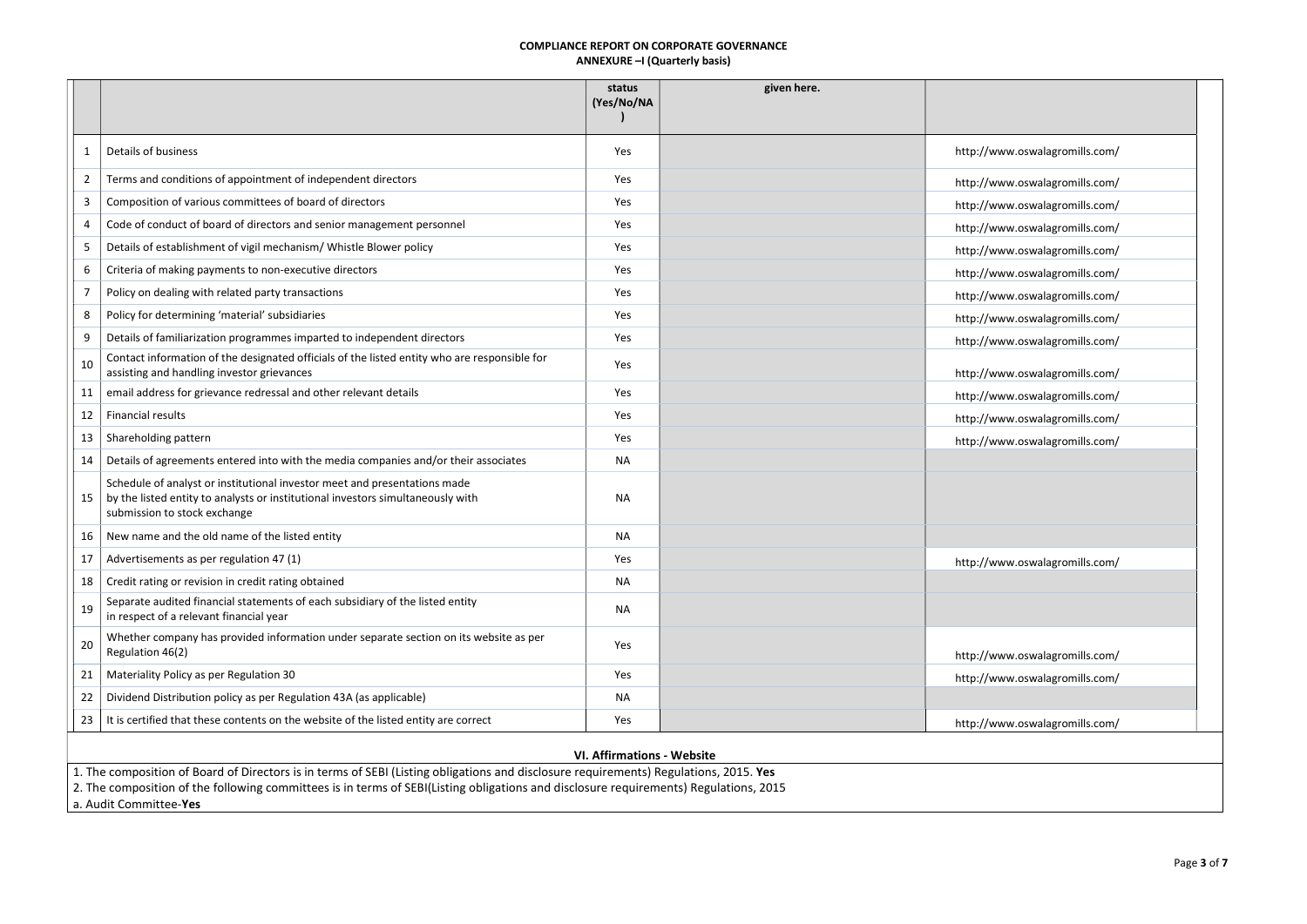**COMPLIANCE REPORT ON CORPORATE GOVERNANCE**
**ANNEXURE –I (Quarterly basis)**

| | | status (Yes/No/NA) | given here. | |
|---|---|---|---|---|
| 1 | Details of business | Yes | | http://www.oswalagromills.com/ |
| 2 | Terms and conditions of appointment of independent directors | Yes | | http://www.oswalagromills.com/ |
| 3 | Composition of various committees of board of directors | Yes | | http://www.oswalagromills.com/ |
| 4 | Code of conduct of board of directors and senior management personnel | Yes | | http://www.oswalagromills.com/ |
| 5 | Details of establishment of vigil mechanism/ Whistle Blower policy | Yes | | http://www.oswalagromills.com/ |
| 6 | Criteria of making payments to non-executive directors | Yes | | http://www.oswalagromills.com/ |
| 7 | Policy on dealing with related party transactions | Yes | | http://www.oswalagromills.com/ |
| 8 | Policy for determining 'material' subsidiaries | Yes | | http://www.oswalagromills.com/ |
| 9 | Details of familiarization programmes imparted to independent directors | Yes | | http://www.oswalagromills.com/ |
| 10 | Contact information of the designated officials of the listed entity who are responsible for assisting and handling investor grievances | Yes | | http://www.oswalagromills.com/ |
| 11 | email address for grievance redressal and other relevant details | Yes | | http://www.oswalagromills.com/ |
| 12 | Financial results | Yes | | http://www.oswalagromills.com/ |
| 13 | Shareholding pattern | Yes | | http://www.oswalagromills.com/ |
| 14 | Details of agreements entered into with the media companies and/or their associates | NA | | |
| 15 | Schedule of analyst or institutional investor meet and presentations made by the listed entity to analysts or institutional investors simultaneously with submission to stock exchange | NA | | |
| 16 | New name and the old name of the listed entity | NA | | |
| 17 | Advertisements as per regulation 47 (1) | Yes | | http://www.oswalagromills.com/ |
| 18 | Credit rating or revision in credit rating obtained | NA | | |
| 19 | Separate audited financial statements of each subsidiary of the listed entity in respect of a relevant financial year | NA | | |
| 20 | Whether company has provided information under separate section on its website as per Regulation 46(2) | Yes | | http://www.oswalagromills.com/ |
| 21 | Materiality Policy as per Regulation 30 | Yes | | http://www.oswalagromills.com/ |
| 22 | Dividend Distribution policy as per Regulation 43A (as applicable) | NA | | |
| 23 | It is certified that these contents on the website of the listed entity are correct | Yes | | http://www.oswalagromills.com/ |

**VI. Affirmations - Website**

1. The composition of Board of Directors is in terms of SEBI (Listing obligations and disclosure requirements) Regulations, 2015. **Yes**
2. The composition of the following committees is in terms of SEBI(Listing obligations and disclosure requirements) Regulations, 2015

a. Audit Committee-**Yes**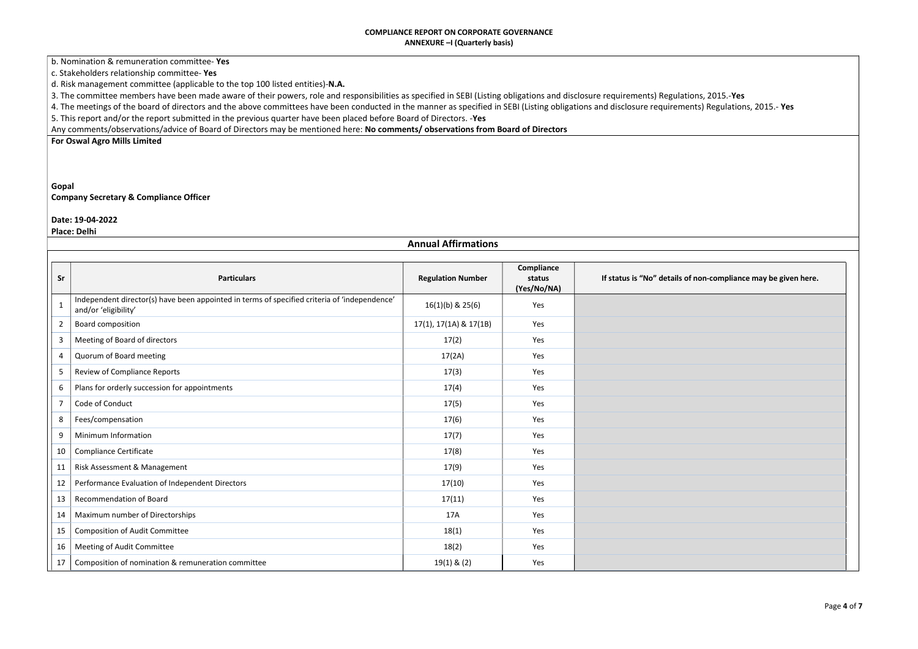**COMPLIANCE REPORT ON CORPORATE GOVERNANCE**
**ANNEXURE –I (Quarterly basis)**

b. Nomination & remuneration committee- **Yes**

c. Stakeholders relationship committee- **Yes**

d. Risk management committee (applicable to the top 100 listed entities)-**N.A.**

3. The committee members have been made aware of their powers, role and responsibilities as specified in SEBI (Listing obligations and disclosure requirements) Regulations, 2015.-**Yes**

4. The meetings of the board of directors and the above committees have been conducted in the manner as specified in SEBI (Listing obligations and disclosure requirements) Regulations, 2015.- **Yes**

5. This report and/or the report submitted in the previous quarter have been placed before Board of Directors. -**Yes**

Any comments/observations/advice of Board of Directors may be mentioned here: **No comments/ observations from Board of Directors**

**For Oswal Agro Mills Limited**

**Gopal**
**Company Secretary & Compliance Officer**

**Date: 19-04-2022**
**Place: Delhi**

## Annual Affirmations

| Sr | Particulars | Regulation Number | Compliance status (Yes/No/NA) | If status is "No" details of non-compliance may be given here. |
|---|---|---|---|---|
| 1 | Independent director(s) have been appointed in terms of specified criteria of 'independence' and/or 'eligibility' | 16(1)(b) & 25(6) | Yes | |
| 2 | Board composition | 17(1), 17(1A) & 17(1B) | Yes | |
| 3 | Meeting of Board of directors | 17(2) | Yes | |
| 4 | Quorum of Board meeting | 17(2A) | Yes | |
| 5 | Review of Compliance Reports | 17(3) | Yes | |
| 6 | Plans for orderly succession for appointments | 17(4) | Yes | |
| 7 | Code of Conduct | 17(5) | Yes | |
| 8 | Fees/compensation | 17(6) | Yes | |
| 9 | Minimum Information | 17(7) | Yes | |
| 10 | Compliance Certificate | 17(8) | Yes | |
| 11 | Risk Assessment & Management | 17(9) | Yes | |
| 12 | Performance Evaluation of Independent Directors | 17(10) | Yes | |
| 13 | Recommendation of Board | 17(11) | Yes | |
| 14 | Maximum number of Directorships | 17A | Yes | |
| 15 | Composition of Audit Committee | 18(1) | Yes | |
| 16 | Meeting of Audit Committee | 18(2) | Yes | |
| 17 | Composition of nomination & remuneration committee | 19(1) & (2) | Yes | |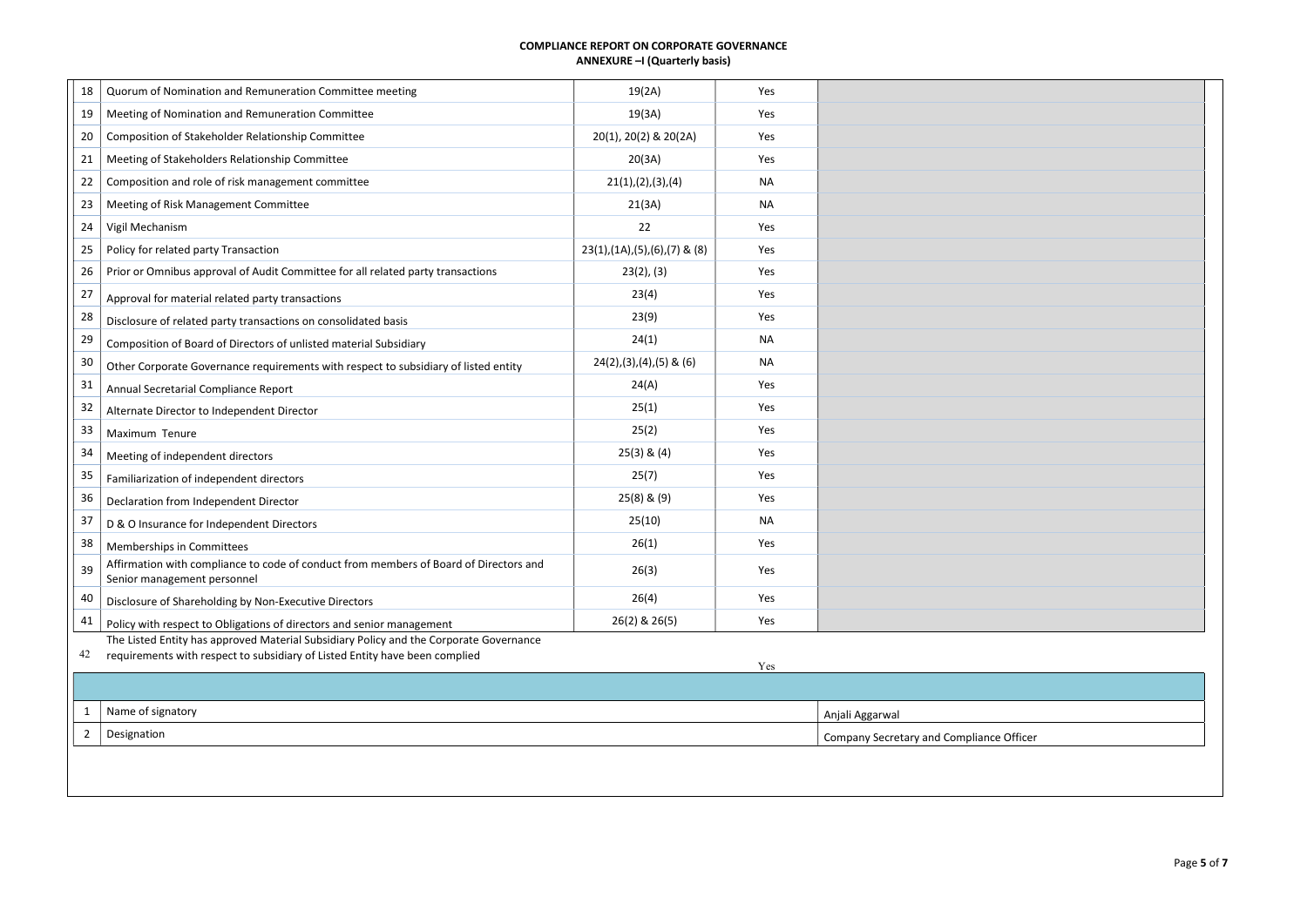**COMPLIANCE REPORT ON CORPORATE GOVERNANCE**
**ANNEXURE –I (Quarterly basis)**

| | | | | |
|---|---|---|---|---|
| 18 | Quorum of Nomination and Remuneration Committee meeting | 19(2A) | Yes | |
| 19 | Meeting of Nomination and Remuneration Committee | 19(3A) | Yes | |
| 20 | Composition of Stakeholder Relationship Committee | 20(1), 20(2) & 20(2A) | Yes | |
| 21 | Meeting of Stakeholders Relationship Committee | 20(3A) | Yes | |
| 22 | Composition and role of risk management committee | 21(1),(2),(3),(4) | NA | |
| 23 | Meeting of Risk Management Committee | 21(3A) | NA | |
| 24 | Vigil Mechanism | 22 | Yes | |
| 25 | Policy for related party Transaction | 23(1),(1A),(5),(6),(7) & (8) | Yes | |
| 26 | Prior or Omnibus approval of Audit Committee for all related party transactions | 23(2), (3) | Yes | |
| 27 | Approval for material related party transactions | 23(4) | Yes | |
| 28 | Disclosure of related party transactions on consolidated basis | 23(9) | Yes | |
| 29 | Composition of Board of Directors of unlisted material Subsidiary | 24(1) | NA | |
| 30 | Other Corporate Governance requirements with respect to subsidiary of listed entity | 24(2),(3),(4),(5) & (6) | NA | |
| 31 | Annual Secretarial Compliance Report | 24(A) | Yes | |
| 32 | Alternate Director to Independent Director | 25(1) | Yes | |
| 33 | Maximum Tenure | 25(2) | Yes | |
| 34 | Meeting of independent directors | 25(3) & (4) | Yes | |
| 35 | Familiarization of independent directors | 25(7) | Yes | |
| 36 | Declaration from Independent Director | 25(8) & (9) | Yes | |
| 37 | D & O Insurance for Independent Directors | 25(10) | NA | |
| 38 | Memberships in Committees | 26(1) | Yes | |
| 39 | Affirmation with compliance to code of conduct from members of Board of Directors and Senior management personnel | 26(3) | Yes | |
| 40 | Disclosure of Shareholding by Non-Executive Directors | 26(4) | Yes | |
| 41 | Policy with respect to Obligations of directors and senior management | 26(2) & 26(5) | Yes | |
| 42 | The Listed Entity has approved Material Subsidiary Policy and the Corporate Governance requirements with respect to subsidiary of Listed Entity have been complied | | Yes | |

| | | |
|---|---|---|
| 1 | Name of signatory | Anjali Aggarwal |
| 2 | Designation | Company Secretary and Compliance Officer |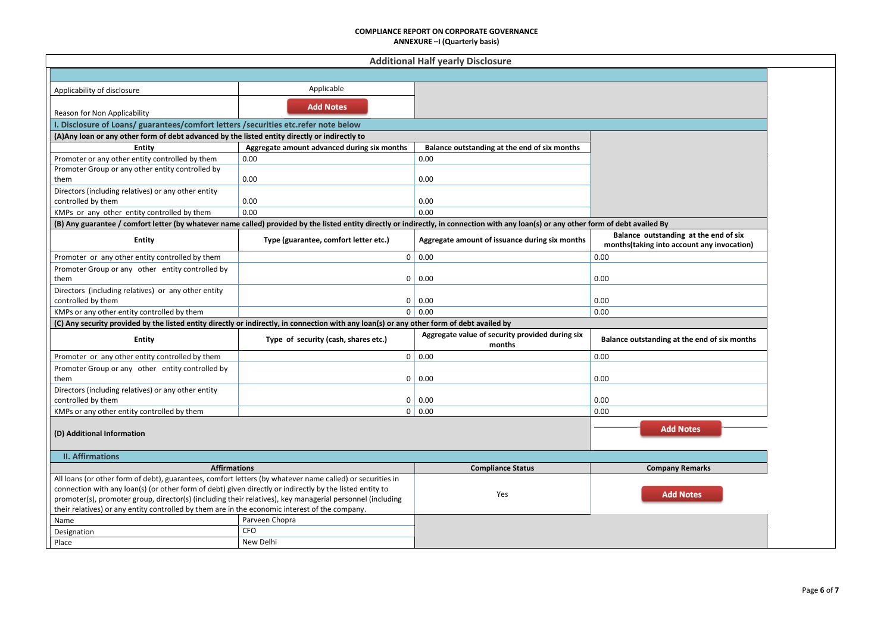**COMPLIANCE REPORT ON CORPORATE GOVERNANCE**
**ANNEXURE –I (Quarterly basis)**

## Additional Half yearly Disclosure

| | |
|---|---|
| Applicability of disclosure | Applicable |
| Reason for Non Applicability | Add Notes |

**I. Disclosure of Loans/ guarantees/comfort letters /securities etc.refer note below**

**(A)Any loan or any other form of debt advanced by the listed entity directly or indirectly to**

| Entity | Aggregate amount advanced during six months | Balance outstanding at the end of six months |
|---|---|---|
| Promoter or any other entity controlled by them | 0.00 | 0.00 |
| Promoter Group or any other entity controlled by them | 0.00 | 0.00 |
| Directors (including relatives) or any other entity controlled by them | 0.00 | 0.00 |
| KMPs or any other entity controlled by them | 0.00 | 0.00 |

**(B) Any guarantee / comfort letter (by whatever name called) provided by the listed entity directly or indirectly, in connection with any loan(s) or any other form of debt availed By**

| Entity | Type (guarantee, comfort letter etc.) | Aggregate amount of issuance during six months | Balance outstanding at the end of six months(taking into account any invocation) |
|---|---|---|---|
| Promoter or any other entity controlled by them | 0 | 0.00 | 0.00 |
| Promoter Group or any other entity controlled by them | 0 | 0.00 | 0.00 |
| Directors (including relatives) or any other entity controlled by them | 0 | 0.00 | 0.00 |
| KMPs or any other entity controlled by them | 0 | 0.00 | 0.00 |

**(C) Any security provided by the listed entity directly or indirectly, in connection with any loan(s) or any other form of debt availed by**

| Entity | Type of security (cash, shares etc.) | Aggregate value of security provided during six months | Balance outstanding at the end of six months |
|---|---|---|---|
| Promoter or any other entity controlled by them | 0 | 0.00 | 0.00 |
| Promoter Group or any other entity controlled by them | 0 | 0.00 | 0.00 |
| Directors (including relatives) or any other entity controlled by them | 0 | 0.00 | 0.00 |
| KMPs or any other entity controlled by them | 0 | 0.00 | 0.00 |

| | |
|---|---|
| **(D) Additional Information** | Add Notes |

**II. Affirmations**

| Affirmations | Compliance Status | Company Remarks |
|---|---|---|
| All loans (or other form of debt), guarantees, comfort letters (by whatever name called) or securities in connection with any loan(s) (or other form of debt) given directly or indirectly by the listed entity to promoter(s), promoter group, director(s) (including their relatives), key managerial personnel (including their relatives) or any entity controlled by them are in the economic interest of the company. | Yes | Add Notes |

| | |
|---|---|
| Name | Parveen Chopra |
| Designation | CFO |
| Place | New Delhi |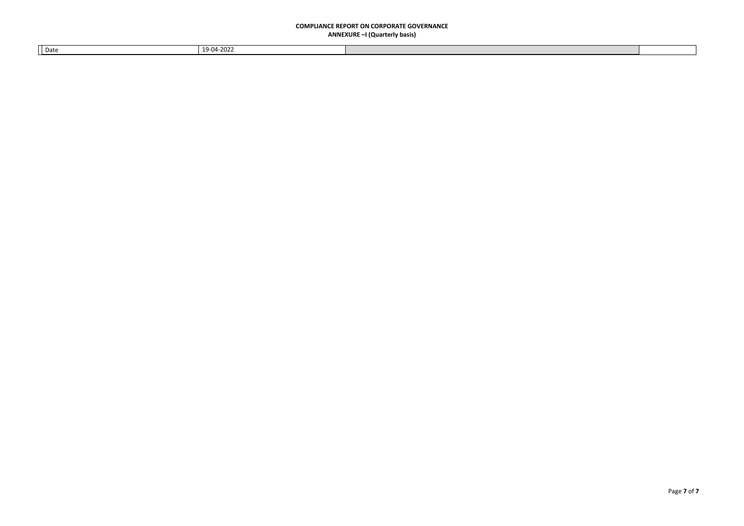**COMPLIANCE REPORT ON CORPORATE GOVERNANCE**

**ANNEXURE –I (Quarterly basis)**

| | | | |
|---|---|---|---|
| Date | 19-04-2022 | | |